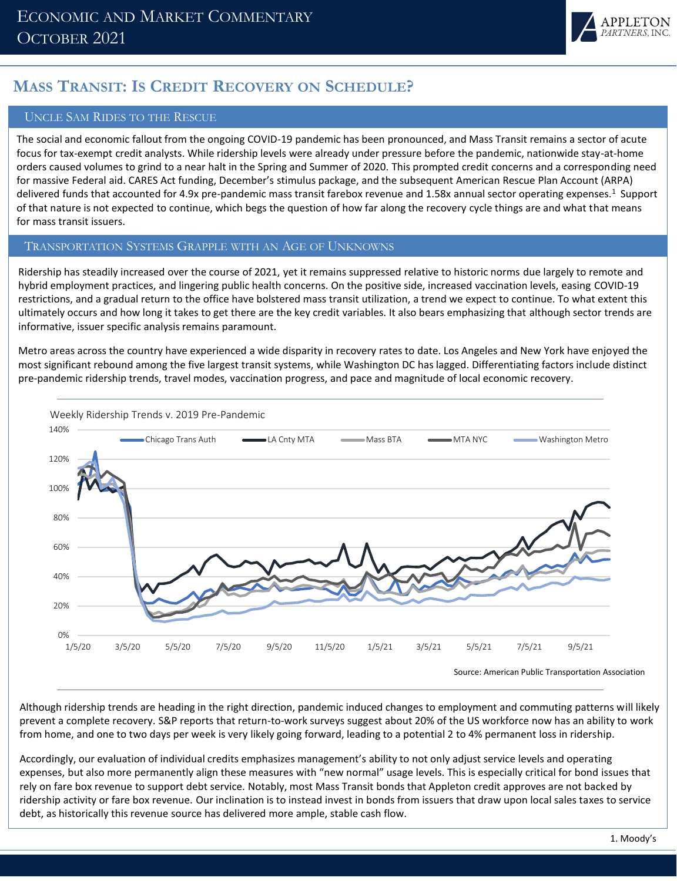# Mass Transit: Is Credit Recovery on Schedule?

## Uncle Sam Rides to the Rescue

The social and economic fallout from the ongoing COVID-19 pandemic has been pronounced, and Mass Transit remains a sector of acute focus for tax-exempt credit analysts. While ridership levels were already under pressure before the pandemic, nationwide stay-at-home orders caused volumes to grind to a near halt in the Spring and Summer of 2020. This prompted credit concerns and a corresponding need for massive Federal aid. CARES Act funding, December's stimulus package, and the subsequent American Rescue Plan Account (ARPA) delivered funds that accounted for 4.9x pre-pandemic mass transit farebox revenue and 1.58x annual sector operating expenses.[1] Support of that nature is not expected to continue, which begs the question of how far along the recovery cycle things are and what that means for mass transit issuers.

## Transportation Systems Grapple with an Age of Unknowns

Ridership has steadily increased over the course of 2021, yet it remains suppressed relative to historic norms due largely to remote and hybrid employment practices, and lingering public health concerns. On the positive side, increased vaccination levels, easing COVID-19 restrictions, and a gradual return to the office have bolstered mass transit utilization, a trend we expect to continue. To what extent this ultimately occurs and how long it takes to get there are the key credit variables. It also bears emphasizing that although sector trends are informative, issuer specific analysis remains paramount.

Metro areas across the country have experienced a wide disparity in recovery rates to date. Los Angeles and New York have enjoyed the most significant rebound among the five largest transit systems, while Washington DC has lagged. Differentiating factors include distinct pre-pandemic ridership trends, travel modes, vaccination progress, and pace and magnitude of local economic recovery.

Weekly Ridership Trends v. 2019 Pre-Pandemic

Source: American Public Transportation Association

Although ridership trends are heading in the right direction, pandemic induced changes to employment and commuting patterns will likely prevent a complete recovery. S&P reports that return-to-work surveys suggest about 20% of the US workforce now has an ability to work from home, and one to two days per week is very likely going forward, leading to a potential 2 to 4% permanent loss in ridership.

Accordingly, our evaluation of individual credits emphasizes management's ability to not only adjust service levels and operating expenses, but also more permanently align these measures with "new normal" usage levels. This is especially critical for bond issues that rely on fare box revenue to support debt service. Notably, most Mass Transit bonds that Appleton credit approves are not backed by ridership activity or fare box revenue. Our inclination is to instead invest in bonds from issuers that draw upon local sales taxes to service debt, as historically this revenue source has delivered more ample, stable cash flow.

1. Moody's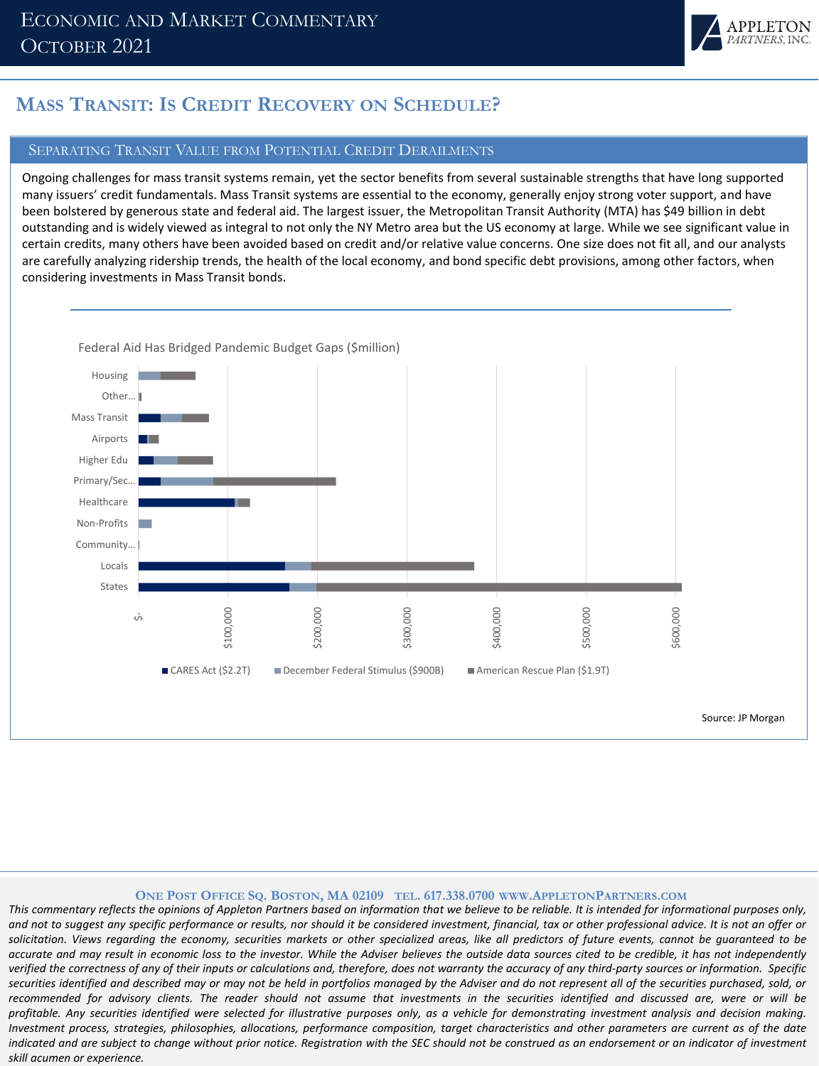# Mass Transit: Is Credit Recovery on Schedule?

## Separating Transit Value from Potential Credit Derailments

Ongoing challenges for mass transit systems remain, yet the sector benefits from several sustainable strengths that have long supported many issuers' credit fundamentals. Mass Transit systems are essential to the economy, generally enjoy strong voter support, and have been bolstered by generous state and federal aid. The largest issuer, the Metropolitan Transit Authority (MTA) has $49 billion in debt outstanding and is widely viewed as integral to not only the NY Metro area but the US economy at large. While we see significant value in certain credits, many others have been avoided based on credit and/or relative value concerns. One size does not fit all, and our analysts are carefully analyzing ridership trends, the health of the local economy, and bond specific debt provisions, among other factors, when considering investments in Mass Transit bonds.

Federal Aid Has Bridged Pandemic Budget Gaps ($million)

Housing
Other...
Mass Transit
Airports
Higher Edu
Primary/Sec...
Healthcare
Non-Profits
Community...
Locals
States

$-
$100,000
$200,000
$300,000
$400,000
$500,000
$600,000

CARES Act ($2.2T) December Federal Stimulus ($900B) American Rescue Plan ($1.9T)

Source: JP Morgan

**One Post Office Sq. Boston, MA 02109 TEL. 617.338.0700 www.AppletonPartners.com**

*This commentary reflects the opinions of Appleton Partners based on information that we believe to be reliable. It is intended for informational purposes only, and not to suggest any specific performance or results, nor should it be considered investment, financial, tax or other professional advice. It is not an offer or solicitation. Views regarding the economy, securities markets or other specialized areas, like all predictors of future events, cannot be guaranteed to be accurate and may result in economic loss to the investor. While the Adviser believes the outside data sources cited to be credible, it has not independently verified the correctness of any of their inputs or calculations and, therefore, does not warranty the accuracy of any third-party sources or information. Specific securities identified and described may or may not be held in portfolios managed by the Adviser and do not represent all of the securities purchased, sold, or recommended for advisory clients. The reader should not assume that investments in the securities identified and discussed are, were or will be profitable. Any securities identified were selected for illustrative purposes only, as a vehicle for demonstrating investment analysis and decision making. Investment process, strategies, philosophies, allocations, performance composition, target characteristics and other parameters are current as of the date indicated and are subject to change without prior notice. Registration with the SEC should not be construed as an endorsement or an indicator of investment skill acumen or experience.*